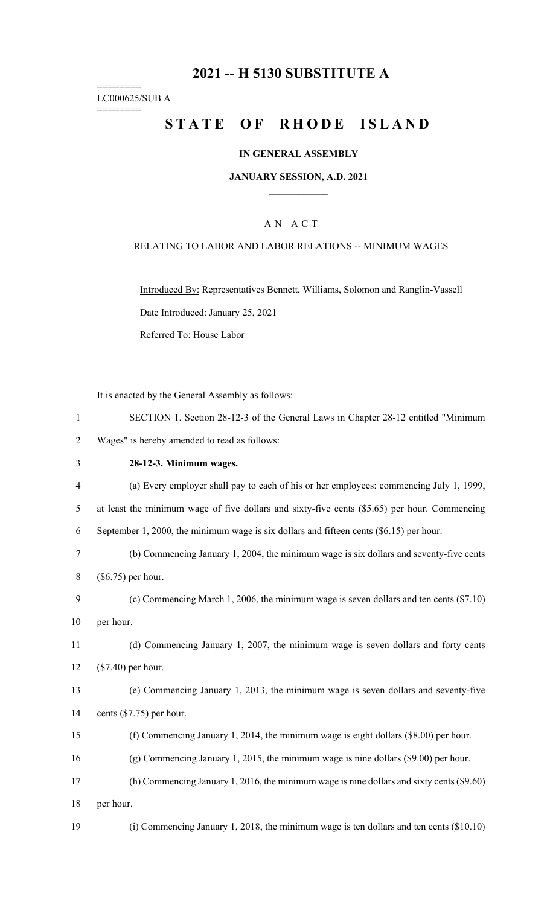# 2021 -- H 5130 SUBSTITUTE A

LC000625/SUB A

# STATE OF RHODE ISLAND

**IN GENERAL ASSEMBLY**

**JANUARY SESSION, A.D. 2021**

A N A C T

RELATING TO LABOR AND LABOR RELATIONS -- MINIMUM WAGES

Introduced By: Representatives Bennett, Williams, Solomon and Ranglin-Vassell

Date Introduced: January 25, 2021

Referred To: House Labor

It is enacted by the General Assembly as follows:

SECTION 1. Section 28-12-3 of the General Laws in Chapter 28-12 entitled "Minimum Wages" is hereby amended to read as follows:

**28-12-3. Minimum wages.**

(a) Every employer shall pay to each of his or her employees: commencing July 1, 1999, at least the minimum wage of five dollars and sixty-five cents ($5.65) per hour. Commencing September 1, 2000, the minimum wage is six dollars and fifteen cents ($6.15) per hour.

(b) Commencing January 1, 2004, the minimum wage is six dollars and seventy-five cents ($6.75) per hour.

(c) Commencing March 1, 2006, the minimum wage is seven dollars and ten cents ($7.10) per hour.

(d) Commencing January 1, 2007, the minimum wage is seven dollars and forty cents ($7.40) per hour.

(e) Commencing January 1, 2013, the minimum wage is seven dollars and seventy-five cents ($7.75) per hour.

(f) Commencing January 1, 2014, the minimum wage is eight dollars ($8.00) per hour.

(g) Commencing January 1, 2015, the minimum wage is nine dollars ($9.00) per hour.

(h) Commencing January 1, 2016, the minimum wage is nine dollars and sixty cents ($9.60) per hour.

(i) Commencing January 1, 2018, the minimum wage is ten dollars and ten cents ($10.10)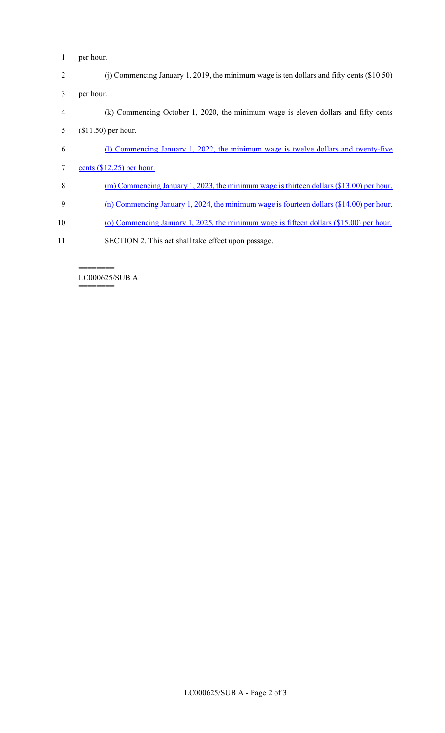per hour.

(j) Commencing January 1, 2019, the minimum wage is ten dollars and fifty cents ($10.50) per hour.

(k) Commencing October 1, 2020, the minimum wage is eleven dollars and fifty cents ($11.50) per hour.

(l) Commencing January 1, 2022, the minimum wage is twelve dollars and twenty-five cents ($12.25) per hour.

(m) Commencing January 1, 2023, the minimum wage is thirteen dollars ($13.00) per hour.

(n) Commencing January 1, 2024, the minimum wage is fourteen dollars ($14.00) per hour.

(o) Commencing January 1, 2025, the minimum wage is fifteen dollars ($15.00) per hour.

SECTION 2. This act shall take effect upon passage.

========
LC000625/SUB A
========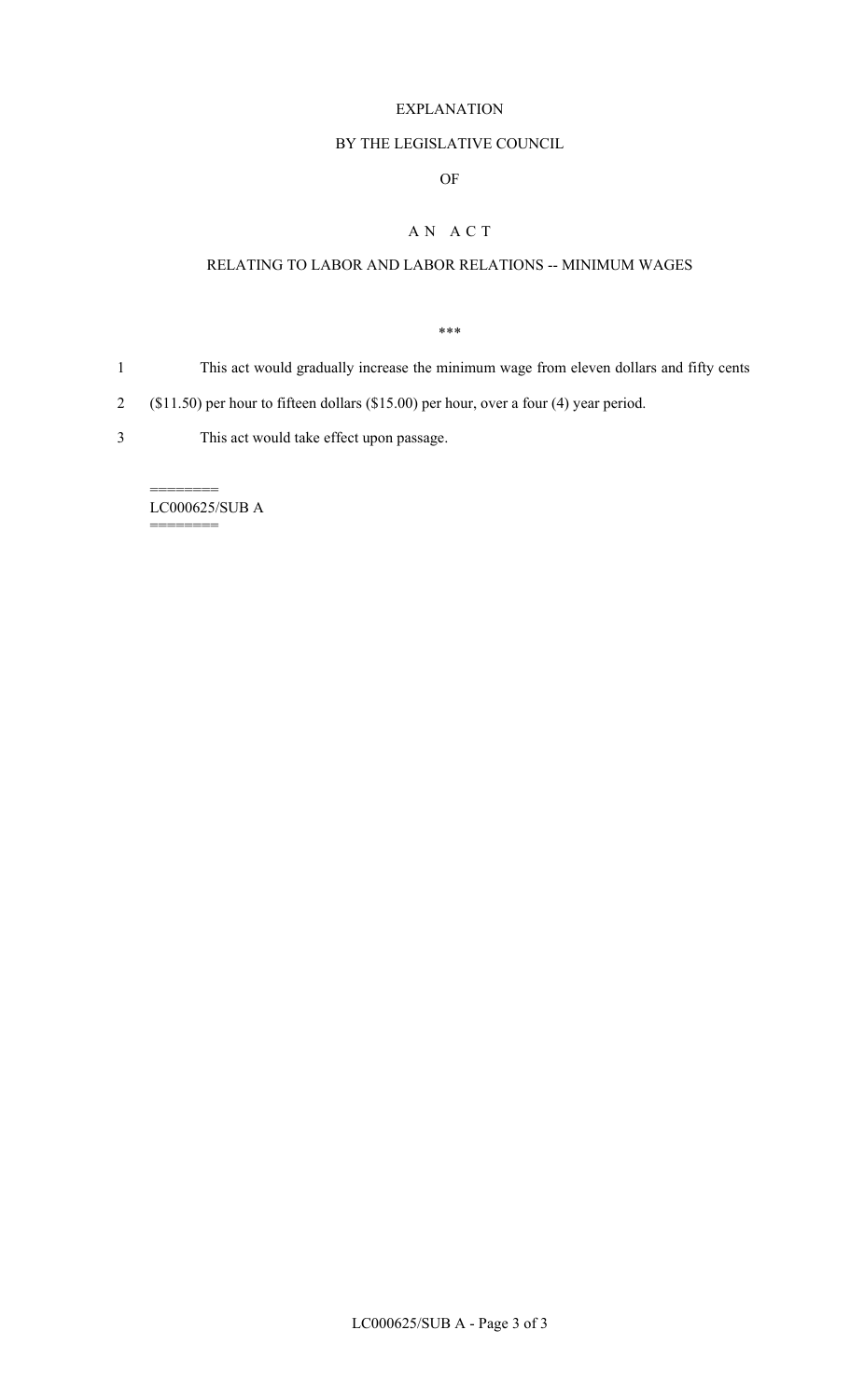EXPLANATION

BY THE LEGISLATIVE COUNCIL

OF

# A N A C T

RELATING TO LABOR AND LABOR RELATIONS -- MINIMUM WAGES

\*\*\*

This act would gradually increase the minimum wage from eleven dollars and fifty cents ($11.50) per hour to fifteen dollars ($15.00) per hour, over a four (4) year period.

This act would take effect upon passage.

========
LC000625/SUB A
========